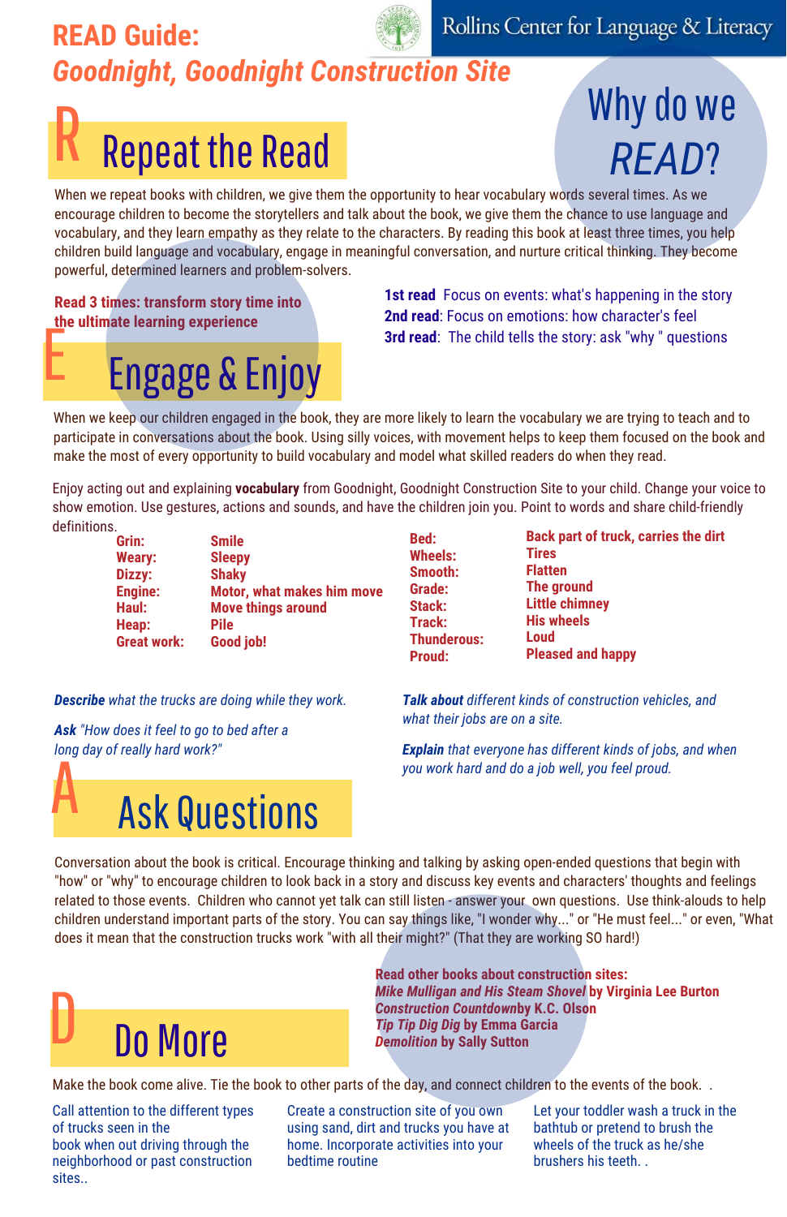# READ Guide: *Goodnight, Goodnight Construction Site*

Rollins Center for Language & Literacy

## Why do we *READ*?

## R Repeat the Read

When we repeat books with children, we give them the opportunity to hear vocabulary words several times. As we encourage children to become the storytellers and talk about the book, we give them the chance to use language and vocabulary, and they learn empathy as they relate to the characters. By reading this book at least three times, you help children build language and vocabulary, engage in meaningful conversation, and nurture critical thinking. They become powerful, determined learners and problem-solvers.

**Read 3 times: transform story time into the ultimate learning experience**

**1st read** Focus on events: what's happening in the story
**2nd read**: Focus on emotions: how character's feel
**3rd read**: The child tells the story: ask "why " questions

## E Engage & Enjoy

When we keep our children engaged in the book, they are more likely to learn the vocabulary we are trying to teach and to participate in conversations about the book. Using silly voices, with movement helps to keep them focused on the book and make the most of every opportunity to build vocabulary and model what skilled readers do when they read.

Enjoy acting out and explaining **vocabulary** from Goodnight, Goodnight Construction Site to your child. Change your voice to show emotion. Use gestures, actions and sounds, and have the children join you. Point to words and share child-friendly definitions.

| Word | Definition |
|---|---|
| **Grin:** | **Smile** |
| **Weary:** | **Sleepy** |
| **Dizzy:** | **Shaky** |
| **Engine:** | **Motor, what makes him move** |
| **Haul:** | **Move things around** |
| **Heap:** | **Pile** |
| **Great work:** | **Good job!** |
| **Bed:** | **Back part of truck, carries the dirt** |
| **Wheels:** | **Tires** |
| **Smooth:** | **Flatten** |
| **Grade:** | **The ground** |
| **Stack:** | **Little chimney** |
| **Track:** | **His wheels** |
| **Thunderous:** | **Loud** |
| **Proud:** | **Pleased and happy** |

***Describe*** *what the trucks are doing while they work.*

***Ask*** *"How does it feel to go to bed after a long day of really hard work?"*

***Talk about*** *different kinds of construction vehicles, and what their jobs are on a site.*

***Explain*** *that everyone has different kinds of jobs, and when you work hard and do a job well, you feel proud.*

## A Ask Questions

Conversation about the book is critical. Encourage thinking and talking by asking open-ended questions that begin with "how" or "why" to encourage children to look back in a story and discuss key events and characters' thoughts and feelings related to those events. Children who cannot yet talk can still listen - answer your own questions. Use think-alouds to help children understand important parts of the story. You can say things like, "I wonder why..." or "He must feel..." or even, "What does it mean that the construction trucks work "with all their might?" (That they are working SO hard!)

## D Do More

**Read other books about construction sites:**
***Mike Mulligan and His Steam Shovel*** **by Virginia Lee Burton**
***Construction Countdown*****by K.C. Olson**
***Tip Tip Dig Dig*** **by Emma Garcia**
***Demolition*** **by Sally Sutton**

Make the book come alive. Tie the book to other parts of the day, and connect children to the events of the book. .

Call attention to the different types of trucks seen in the book when out driving through the neighborhood or past construction sites..

Create a construction site of you own using sand, dirt and trucks you have at home. Incorporate activities into your bedtime routine

Let your toddler wash a truck in the bathtub or pretend to brush the wheels of the truck as he/she brushers his teeth. .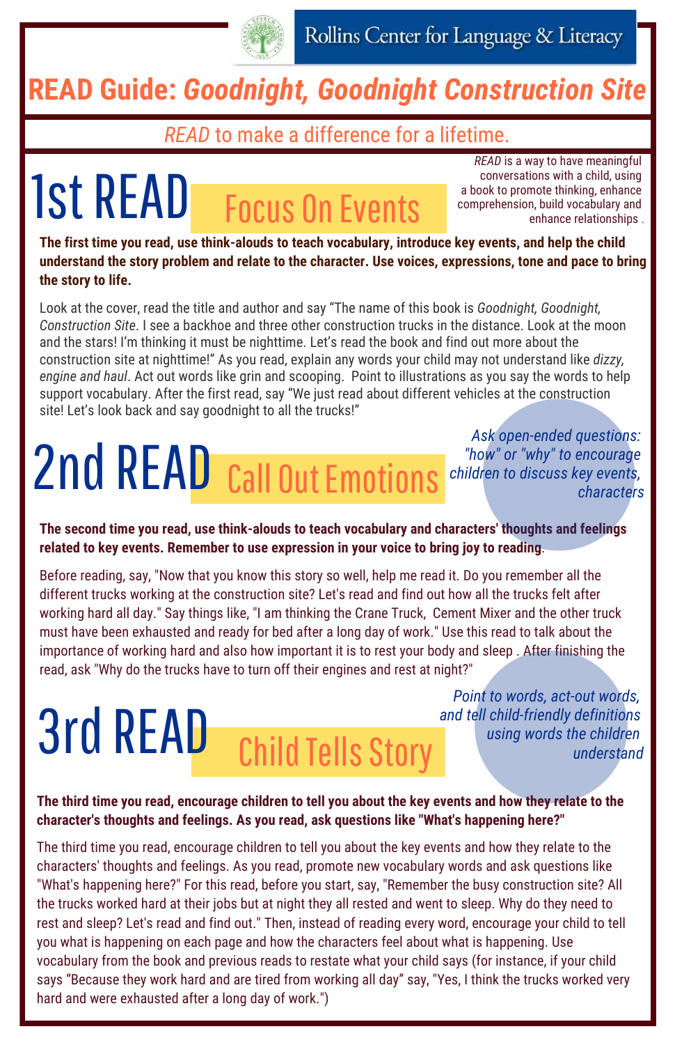Rollins Center for Language & Literacy

# READ Guide: *Goodnight, Goodnight Construction Site*

*READ* to make a difference for a lifetime.

*READ* is a way to have meaningful conversations with a child, using a book to promote thinking, enhance comprehension, build vocabulary and enhance relationships .

## 1st READ Focus On Events

**The first time you read, use think-alouds to teach vocabulary, introduce key events, and help the child understand the story problem and relate to the character. Use voices, expressions, tone and pace to bring the story to life.**

Look at the cover, read the title and author and say "The name of this book is *Goodnight, Goodnight, Construction Site*. I see a backhoe and three other construction trucks in the distance. Look at the moon and the stars! I'm thinking it must be nighttime. Let's read the book and find out more about the construction site at nighttime!" As you read, explain any words your child may not understand like *dizzy, engine and haul*. Act out words like grin and scooping. Point to illustrations as you say the words to help support vocabulary. After the first read, say "We just read about different vehicles at the construction site! Let's look back and say goodnight to all the trucks!"

## 2nd READ Call Out Emotions

*Ask open-ended questions: "how" or "why" to encourage children to discuss key events, characters*

**The second time you read, use think-alouds to teach vocabulary and characters' thoughts and feelings related to key events. Remember to use expression in your voice to bring joy to reading**.

Before reading, say, "Now that you know this story so well, help me read it. Do you remember all the different trucks working at the construction site? Let's read and find out how all the trucks felt after working hard all day." Say things like, "I am thinking the Crane Truck, Cement Mixer and the other truck must have been exhausted and ready for bed after a long day of work." Use this read to talk about the importance of working hard and also how important it is to rest your body and sleep . After finishing the read, ask "Why do the trucks have to turn off their engines and rest at night?"

## 3rd READ Child Tells Story

*Point to words, act-out words, and tell child-friendly definitions using words the children understand*

**The third time you read, encourage children to tell you about the key events and how they relate to the character's thoughts and feelings. As you read, ask questions like "What's happening here?"**

The third time you read, encourage children to tell you about the key events and how they relate to the characters' thoughts and feelings. As you read, promote new vocabulary words and ask questions like "What's happening here?" For this read, before you start, say, "Remember the busy construction site? All the trucks worked hard at their jobs but at night they all rested and went to sleep. Why do they need to rest and sleep? Let's read and find out." Then, instead of reading every word, encourage your child to tell you what is happening on each page and how the characters feel about what is happening. Use vocabulary from the book and previous reads to restate what your child says (for instance, if your child says "Because they work hard and are tired from working all day" say, "Yes, I think the trucks worked very hard and were exhausted after a long day of work.")